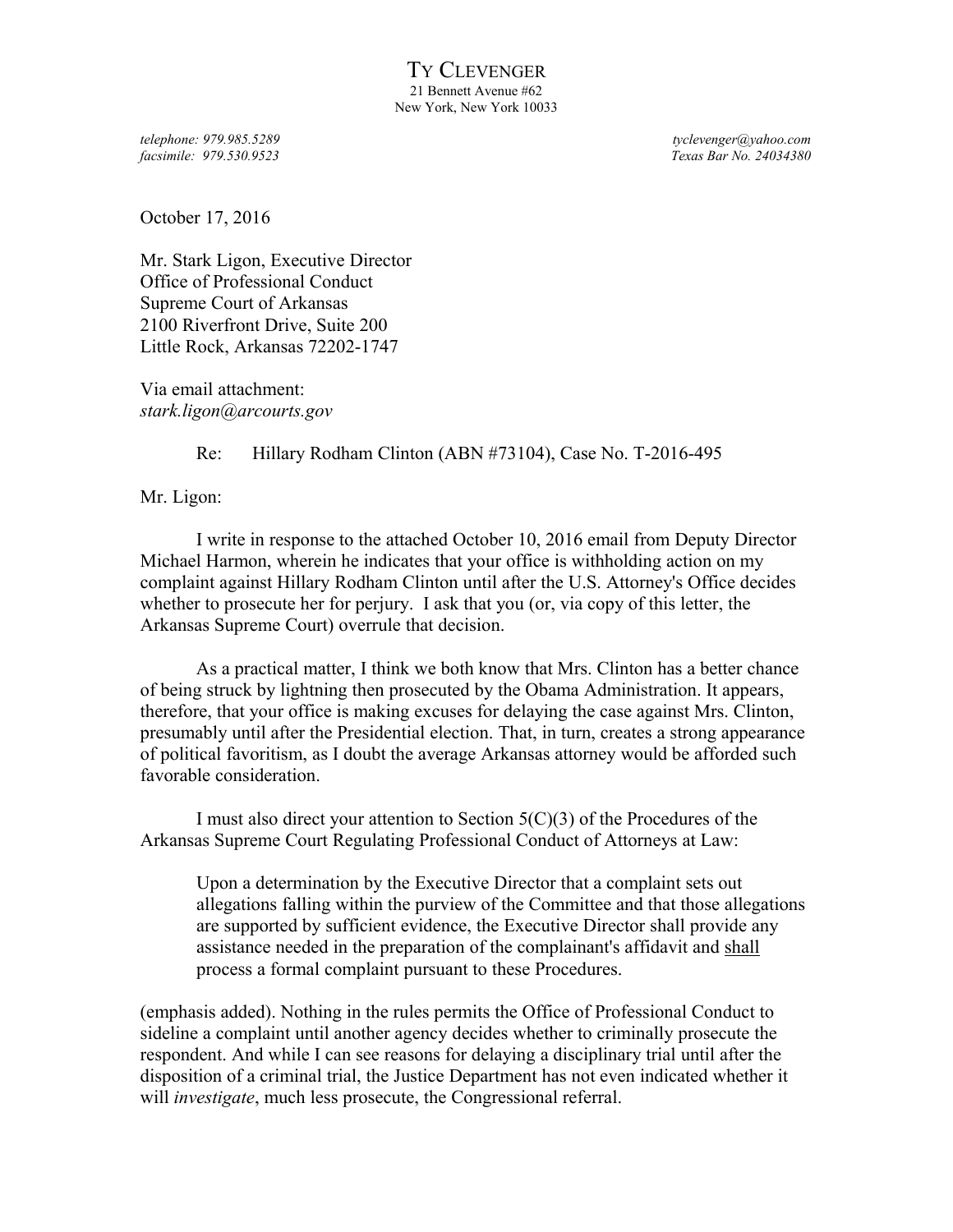# TY CLEVENGER

21 Bennett Avenue #62
New York, New York 10033

*telephone: 979.985.5289* | *tyclevenger@yahoo.com*
*facsimile: 979.530.9523* | *Texas Bar No. 24034380*

October 17, 2016

Mr. Stark Ligon, Executive Director
Office of Professional Conduct
Supreme Court of Arkansas
2100 Riverfront Drive, Suite 200
Little Rock, Arkansas 72202-1747

Via email attachment:
*stark.ligon@arcourts.gov*

Re: Hillary Rodham Clinton (ABN #73104), Case No. T-2016-495

Mr. Ligon:

I write in response to the attached October 10, 2016 email from Deputy Director Michael Harmon, wherein he indicates that your office is withholding action on my complaint against Hillary Rodham Clinton until after the U.S. Attorney's Office decides whether to prosecute her for perjury. I ask that you (or, via copy of this letter, the Arkansas Supreme Court) overrule that decision.

As a practical matter, I think we both know that Mrs. Clinton has a better chance of being struck by lightning then prosecuted by the Obama Administration. It appears, therefore, that your office is making excuses for delaying the case against Mrs. Clinton, presumably until after the Presidential election. That, in turn, creates a strong appearance of political favoritism, as I doubt the average Arkansas attorney would be afforded such favorable consideration.

I must also direct your attention to Section 5(C)(3) of the Procedures of the Arkansas Supreme Court Regulating Professional Conduct of Attorneys at Law:

> Upon a determination by the Executive Director that a complaint sets out allegations falling within the purview of the Committee and that those allegations are supported by sufficient evidence, the Executive Director shall provide any assistance needed in the preparation of the complainant's affidavit and <u>shall</u> process a formal complaint pursuant to these Procedures.

(emphasis added). Nothing in the rules permits the Office of Professional Conduct to sideline a complaint until another agency decides whether to criminally prosecute the respondent. And while I can see reasons for delaying a disciplinary trial until after the disposition of a criminal trial, the Justice Department has not even indicated whether it will *investigate*, much less prosecute, the Congressional referral.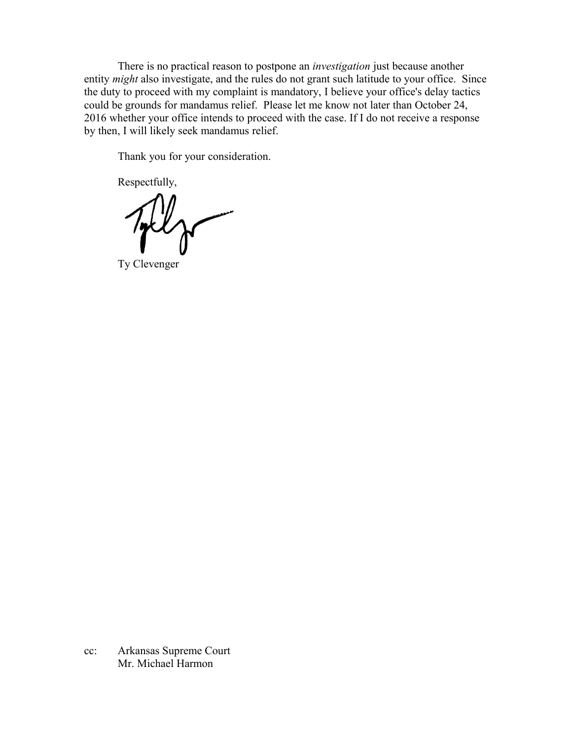There is no practical reason to postpone an *investigation* just because another entity *might* also investigate, and the rules do not grant such latitude to your office. Since the duty to proceed with my complaint is mandatory, I believe your office's delay tactics could be grounds for mandamus relief. Please let me know not later than October 24, 2016 whether your office intends to proceed with the case. If I do not receive a response by then, I will likely seek mandamus relief.

Thank you for your consideration.

Respectfully,

Ty Clevenger

cc: Arkansas Supreme Court
Mr. Michael Harmon